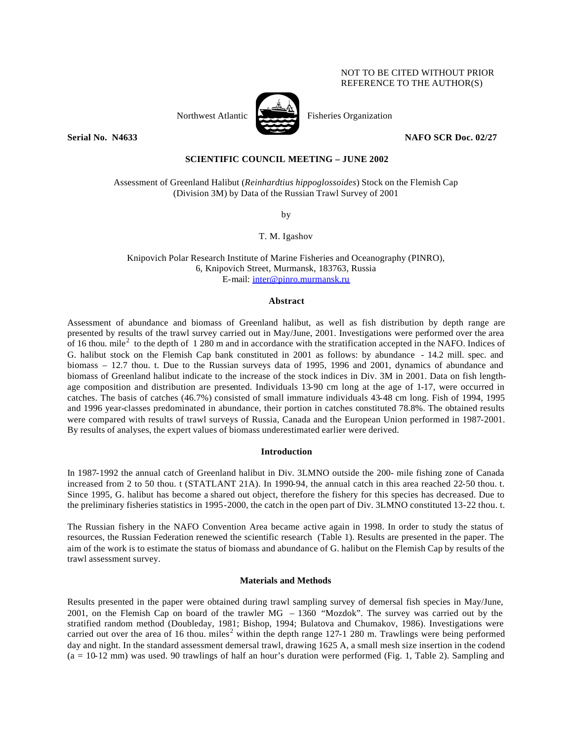NOT TO BE CITED WITHOUT PRIOR REFERENCE TO THE AUTHOR(S)

Northwest Atlantic Fisheries Organization

**Serial No. N4633** **NAFO SCR Doc. 02/27**

**SCIENTIFIC COUNCIL MEETING – JUNE 2002**

Assessment of Greenland Halibut (*Reinhardtius hippoglossoides*) Stock on the Flemish Cap (Division 3M) by Data of the Russian Trawl Survey of 2001

by

T. M. Igashov

Knipovich Polar Research Institute of Marine Fisheries and Oceanography (PINRO), 6, Knipovich Street, Murmansk, 183763, Russia
E-mail: inter@pinro.murmansk.ru

## Abstract

Assessment of abundance and biomass of Greenland halibut, as well as fish distribution by depth range are presented by results of the trawl survey carried out in May/June, 2001. Investigations were performed over the area of 16 thou. mile$^2$ to the depth of 1 280 m and in accordance with the stratification accepted in the NAFO. Indices of G. halibut stock on the Flemish Cap bank constituted in 2001 as follows: by abundance - 14.2 mill. spec. and biomass – 12.7 thou. t. Due to the Russian surveys data of 1995, 1996 and 2001, dynamics of abundance and biomass of Greenland halibut indicate to the increase of the stock indices in Div. 3M in 2001. Data on fish length-age composition and distribution are presented. Individuals 13-90 cm long at the age of 1-17, were occurred in catches. The basis of catches (46.7%) consisted of small immature individuals 43-48 cm long. Fish of 1994, 1995 and 1996 year-classes predominated in abundance, their portion in catches constituted 78.8%. The obtained results were compared with results of trawl surveys of Russia, Canada and the European Union performed in 1987-2001. By results of analyses, the expert values of biomass underestimated earlier were derived.

## Introduction

In 1987-1992 the annual catch of Greenland halibut in Div. 3LMNO outside the 200- mile fishing zone of Canada increased from 2 to 50 thou. t (STATLANT 21A). In 1990-94, the annual catch in this area reached 22-50 thou. t. Since 1995, G. halibut has become a shared out object, therefore the fishery for this species has decreased. Due to the preliminary fisheries statistics in 1995-2000, the catch in the open part of Div. 3LMNO constituted 13-22 thou. t.

The Russian fishery in the NAFO Convention Area became active again in 1998. In order to study the status of resources, the Russian Federation renewed the scientific research (Table 1). Results are presented in the paper. The aim of the work is to estimate the status of biomass and abundance of G. halibut on the Flemish Cap by results of the trawl assessment survey.

## Materials and Methods

Results presented in the paper were obtained during trawl sampling survey of demersal fish species in May/June, 2001, on the Flemish Cap on board of the trawler MG – 1360 "Mozdok". The survey was carried out by the stratified random method (Doubleday, 1981; Bishop, 1994; Bulatova and Chumakov, 1986). Investigations were carried out over the area of 16 thou. miles$^2$ within the depth range 127-1 280 m. Trawlings were being performed day and night. In the standard assessment demersal trawl, drawing 1625 A, a small mesh size insertion in the codend (a = 10-12 mm) was used. 90 trawlings of half an hour's duration were performed (Fig. 1, Table 2). Sampling and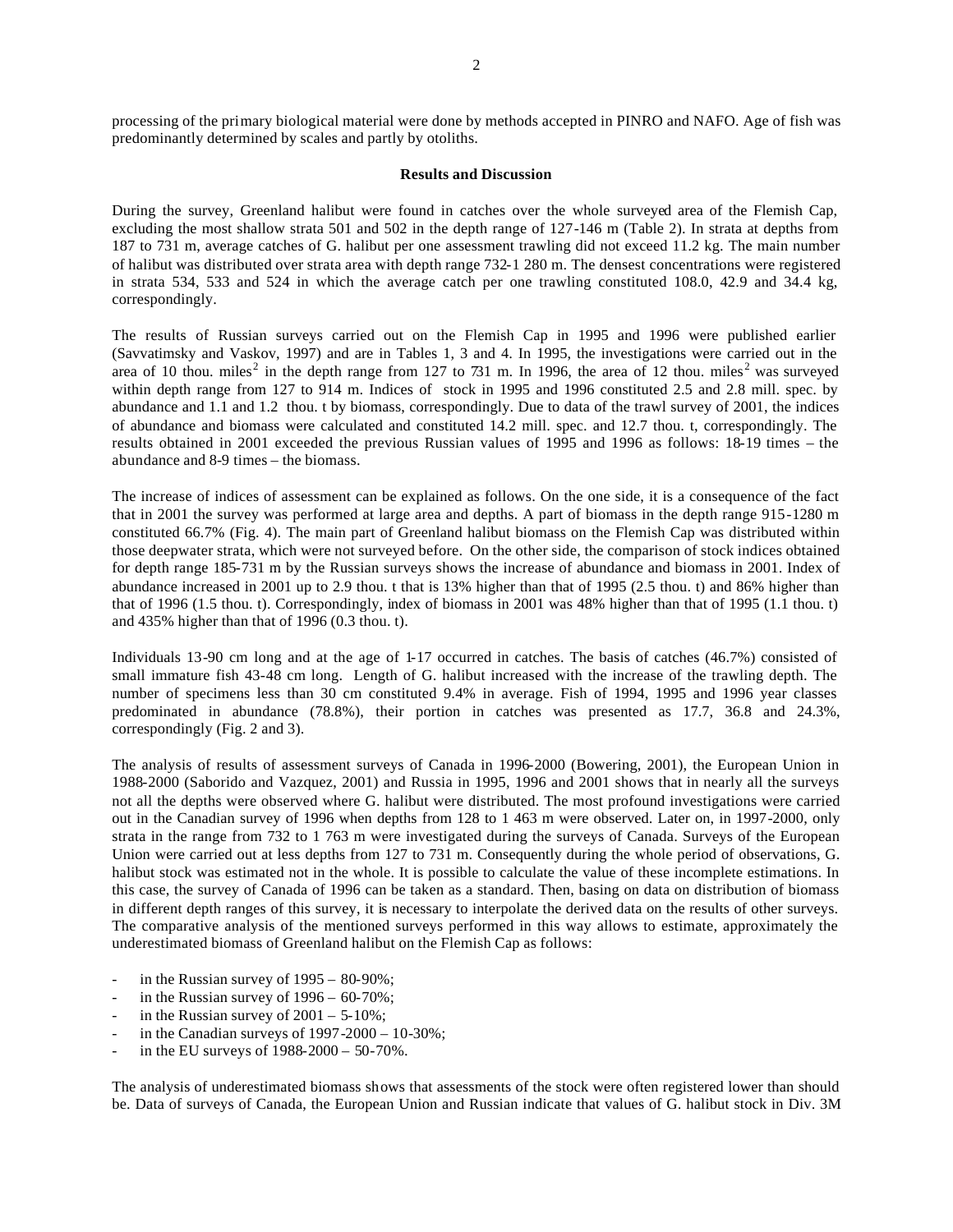processing of the primary biological material were done by methods accepted in PINRO and NAFO. Age of fish was predominantly determined by scales and partly by otoliths.

## Results and Discussion

During the survey, Greenland halibut were found in catches over the whole surveyed area of the Flemish Cap, excluding the most shallow strata 501 and 502 in the depth range of 127-146 m (Table 2). In strata at depths from 187 to 731 m, average catches of G. halibut per one assessment trawling did not exceed 11.2 kg. The main number of halibut was distributed over strata area with depth range 732-1 280 m. The densest concentrations were registered in strata 534, 533 and 524 in which the average catch per one trawling constituted 108.0, 42.9 and 34.4 kg, correspondingly.

The results of Russian surveys carried out on the Flemish Cap in 1995 and 1996 were published earlier (Savvatimsky and Vaskov, 1997) and are in Tables 1, 3 and 4. In 1995, the investigations were carried out in the area of 10 thou. miles$^2$ in the depth range from 127 to 731 m. In 1996, the area of 12 thou. miles$^2$ was surveyed within depth range from 127 to 914 m. Indices of stock in 1995 and 1996 constituted 2.5 and 2.8 mill. spec. by abundance and 1.1 and 1.2 thou. t by biomass, correspondingly. Due to data of the trawl survey of 2001, the indices of abundance and biomass were calculated and constituted 14.2 mill. spec. and 12.7 thou. t, correspondingly. The results obtained in 2001 exceeded the previous Russian values of 1995 and 1996 as follows: 18-19 times – the abundance and 8-9 times – the biomass.

The increase of indices of assessment can be explained as follows. On the one side, it is a consequence of the fact that in 2001 the survey was performed at large area and depths. A part of biomass in the depth range 915-1280 m constituted 66.7% (Fig. 4). The main part of Greenland halibut biomass on the Flemish Cap was distributed within those deepwater strata, which were not surveyed before. On the other side, the comparison of stock indices obtained for depth range 185-731 m by the Russian surveys shows the increase of abundance and biomass in 2001. Index of abundance increased in 2001 up to 2.9 thou. t that is 13% higher than that of 1995 (2.5 thou. t) and 86% higher than that of 1996 (1.5 thou. t). Correspondingly, index of biomass in 2001 was 48% higher than that of 1995 (1.1 thou. t) and 435% higher than that of 1996 (0.3 thou. t).

Individuals 13-90 cm long and at the age of 1-17 occurred in catches. The basis of catches (46.7%) consisted of small immature fish 43-48 cm long. Length of G. halibut increased with the increase of the trawling depth. The number of specimens less than 30 cm constituted 9.4% in average. Fish of 1994, 1995 and 1996 year classes predominated in abundance (78.8%), their portion in catches was presented as 17.7, 36.8 and 24.3%, correspondingly (Fig. 2 and 3).

The analysis of results of assessment surveys of Canada in 1996-2000 (Bowering, 2001), the European Union in 1988-2000 (Saborido and Vazquez, 2001) and Russia in 1995, 1996 and 2001 shows that in nearly all the surveys not all the depths were observed where G. halibut were distributed. The most profound investigations were carried out in the Canadian survey of 1996 when depths from 128 to 1 463 m were observed. Later on, in 1997-2000, only strata in the range from 732 to 1 763 m were investigated during the surveys of Canada. Surveys of the European Union were carried out at less depths from 127 to 731 m. Consequently during the whole period of observations, G. halibut stock was estimated not in the whole. It is possible to calculate the value of these incomplete estimations. In this case, the survey of Canada of 1996 can be taken as a standard. Then, basing on data on distribution of biomass in different depth ranges of this survey, it is necessary to interpolate the derived data on the results of other surveys. The comparative analysis of the mentioned surveys performed in this way allows to estimate, approximately the underestimated biomass of Greenland halibut on the Flemish Cap as follows:

- in the Russian survey of 1995 – 80-90%;
- in the Russian survey of 1996 – 60-70%;
- in the Russian survey of 2001 – 5-10%;
- in the Canadian surveys of 1997-2000 – 10-30%;
- in the EU surveys of 1988-2000 – 50-70%.

The analysis of underestimated biomass shows that assessments of the stock were often registered lower than should be. Data of surveys of Canada, the European Union and Russian indicate that values of G. halibut stock in Div. 3M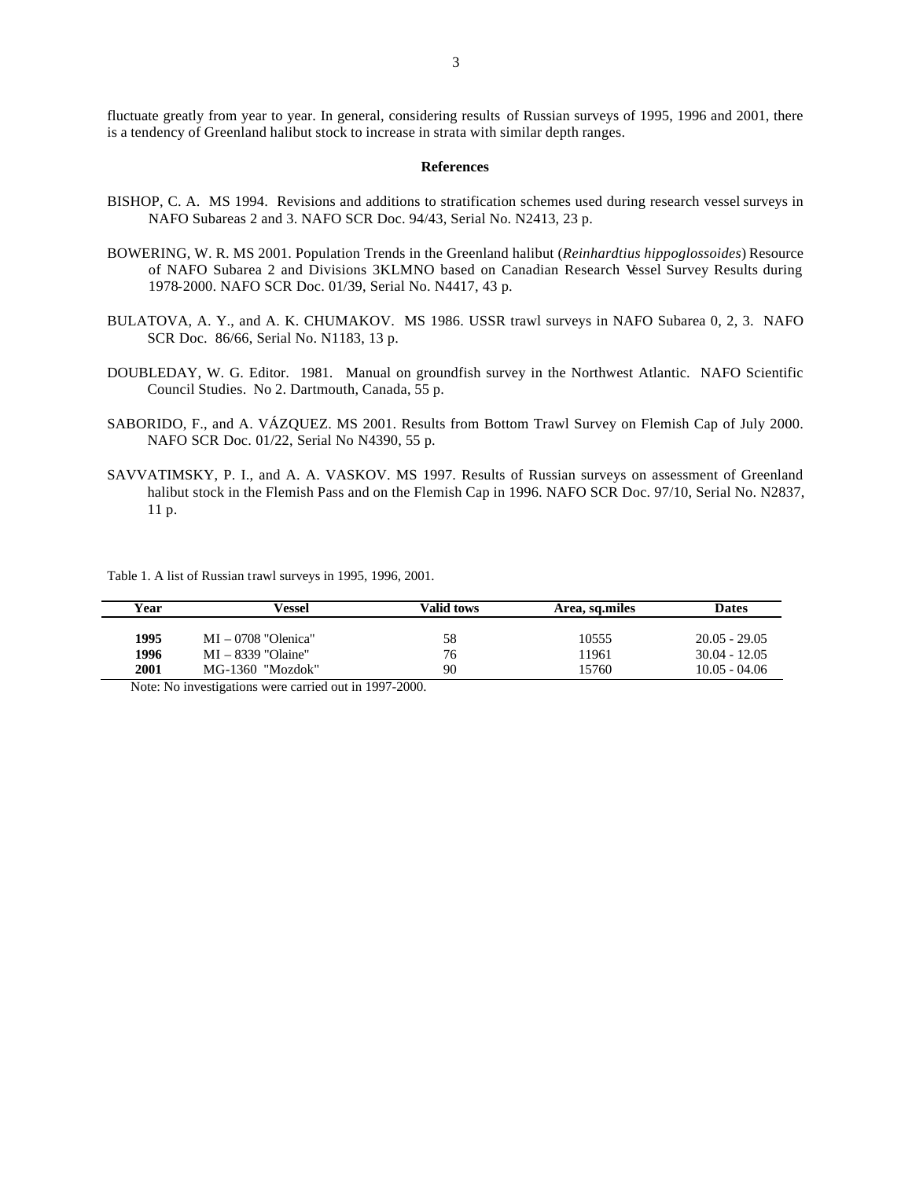fluctuate greatly from year to year. In general, considering results of Russian surveys of 1995, 1996 and 2001, there is a tendency of Greenland halibut stock to increase in strata with similar depth ranges.

## References

BISHOP, C. A. MS 1994. Revisions and additions to stratification schemes used during research vessel surveys in NAFO Subareas 2 and 3. NAFO SCR Doc. 94/43, Serial No. N2413, 23 p.

BOWERING, W. R. MS 2001. Population Trends in the Greenland halibut (*Reinhardtius hippoglossoides*) Resource of NAFO Subarea 2 and Divisions 3KLMNO based on Canadian Research Vessel Survey Results during 1978-2000. NAFO SCR Doc. 01/39, Serial No. N4417, 43 p.

BULATOVA, A. Y., and A. K. CHUMAKOV. MS 1986. USSR trawl surveys in NAFO Subarea 0, 2, 3. NAFO SCR Doc. 86/66, Serial No. N1183, 13 p.

DOUBLEDAY, W. G. Editor. 1981. Manual on groundfish survey in the Northwest Atlantic. NAFO Scientific Council Studies. No 2. Dartmouth, Canada, 55 p.

SABORIDO, F., and A. VÁZQUEZ. MS 2001. Results from Bottom Trawl Survey on Flemish Cap of July 2000. NAFO SCR Doc. 01/22, Serial No N4390, 55 p.

SAVVATIMSKY, P. I., and A. A. VASKOV. MS 1997. Results of Russian surveys on assessment of Greenland halibut stock in the Flemish Pass and on the Flemish Cap in 1996. NAFO SCR Doc. 97/10, Serial No. N2837, 11 p.

Table 1. A list of Russian trawl surveys in 1995, 1996, 2001.

| Year | Vessel | Valid tows | Area, sq.miles | Dates |
|---|---|---|---|---|
| **1995** | MI – 0708 "Olenica" | 58 | 10555 | 20.05 - 29.05 |
| **1996** | MI – 8339 "Olaine" | 76 | 11961 | 30.04 - 12.05 |
| **2001** | MG-1360 "Mozdok" | 90 | 15760 | 10.05 - 04.06 |

Note: No investigations were carried out in 1997-2000.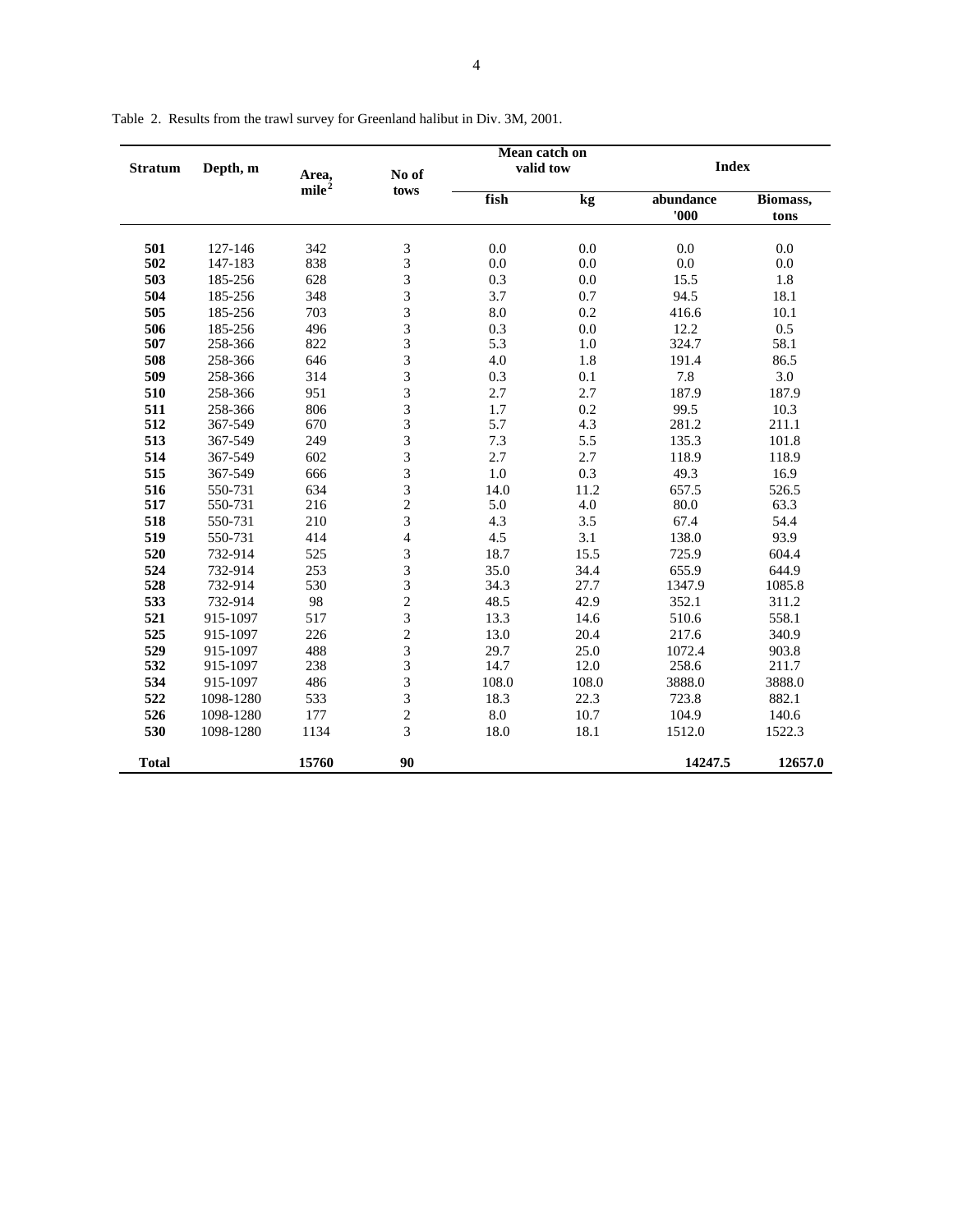Table 2. Results from the trawl survey for Greenland halibut in Div. 3M, 2001.

| Stratum | Depth, m | Area, mile$^2$ | No of tows | Mean catch on valid tow | | Index | |
|---|---|---|---|---|---|---|---|
| | | | | fish | kg | abundance '000 | Biomass, tons |
| 501 | 127-146 | 342 | 3 | 0.0 | 0.0 | 0.0 | 0.0 |
| 502 | 147-183 | 838 | 3 | 0.0 | 0.0 | 0.0 | 0.0 |
| 503 | 185-256 | 628 | 3 | 0.3 | 0.0 | 15.5 | 1.8 |
| 504 | 185-256 | 348 | 3 | 3.7 | 0.7 | 94.5 | 18.1 |
| 505 | 185-256 | 703 | 3 | 8.0 | 0.2 | 416.6 | 10.1 |
| 506 | 185-256 | 496 | 3 | 0.3 | 0.0 | 12.2 | 0.5 |
| 507 | 258-366 | 822 | 3 | 5.3 | 1.0 | 324.7 | 58.1 |
| 508 | 258-366 | 646 | 3 | 4.0 | 1.8 | 191.4 | 86.5 |
| 509 | 258-366 | 314 | 3 | 0.3 | 0.1 | 7.8 | 3.0 |
| 510 | 258-366 | 951 | 3 | 2.7 | 2.7 | 187.9 | 187.9 |
| 511 | 258-366 | 806 | 3 | 1.7 | 0.2 | 99.5 | 10.3 |
| 512 | 367-549 | 670 | 3 | 5.7 | 4.3 | 281.2 | 211.1 |
| 513 | 367-549 | 249 | 3 | 7.3 | 5.5 | 135.3 | 101.8 |
| 514 | 367-549 | 602 | 3 | 2.7 | 2.7 | 118.9 | 118.9 |
| 515 | 367-549 | 666 | 3 | 1.0 | 0.3 | 49.3 | 16.9 |
| 516 | 550-731 | 634 | 3 | 14.0 | 11.2 | 657.5 | 526.5 |
| 517 | 550-731 | 216 | 2 | 5.0 | 4.0 | 80.0 | 63.3 |
| 518 | 550-731 | 210 | 3 | 4.3 | 3.5 | 67.4 | 54.4 |
| 519 | 550-731 | 414 | 4 | 4.5 | 3.1 | 138.0 | 93.9 |
| 520 | 732-914 | 525 | 3 | 18.7 | 15.5 | 725.9 | 604.4 |
| 524 | 732-914 | 253 | 3 | 35.0 | 34.4 | 655.9 | 644.9 |
| 528 | 732-914 | 530 | 3 | 34.3 | 27.7 | 1347.9 | 1085.8 |
| 533 | 732-914 | 98 | 2 | 48.5 | 42.9 | 352.1 | 311.2 |
| 521 | 915-1097 | 517 | 3 | 13.3 | 14.6 | 510.6 | 558.1 |
| 525 | 915-1097 | 226 | 2 | 13.0 | 20.4 | 217.6 | 340.9 |
| 529 | 915-1097 | 488 | 3 | 29.7 | 25.0 | 1072.4 | 903.8 |
| 532 | 915-1097 | 238 | 3 | 14.7 | 12.0 | 258.6 | 211.7 |
| 534 | 915-1097 | 486 | 3 | 108.0 | 108.0 | 3888.0 | 3888.0 |
| 522 | 1098-1280 | 533 | 3 | 18.3 | 22.3 | 723.8 | 882.1 |
| 526 | 1098-1280 | 177 | 2 | 8.0 | 10.7 | 104.9 | 140.6 |
| 530 | 1098-1280 | 1134 | 3 | 18.0 | 18.1 | 1512.0 | 1522.3 |
| **Total** | | **15760** | **90** | | | **14247.5** | **12657.0** |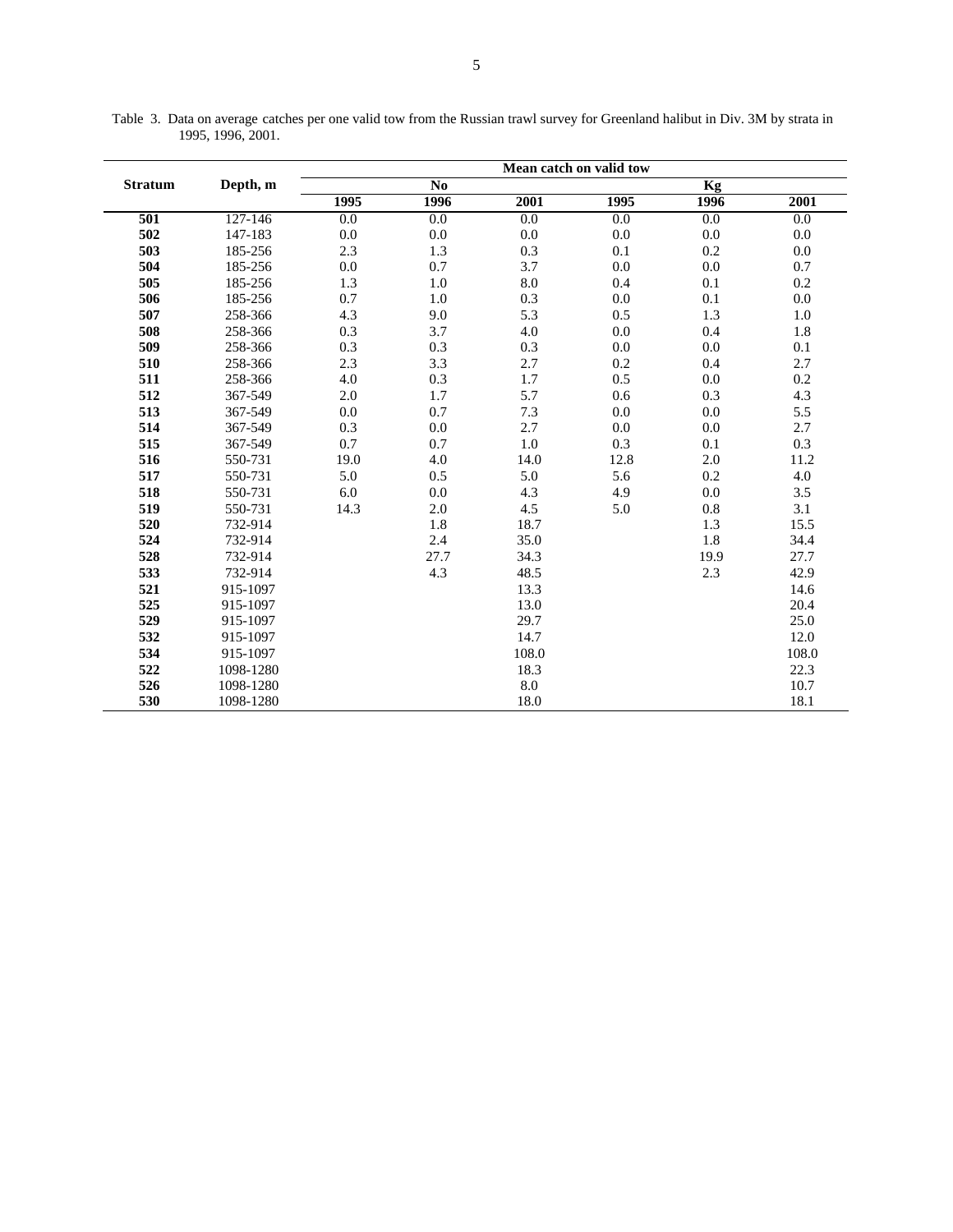Table 3. Data on average catches per one valid tow from the Russian trawl survey for Greenland halibut in Div. 3M by strata in 1995, 1996, 2001.

| Stratum | Depth, m | Mean catch on valid tow | | | | | |
|---|---|---|---|---|---|---|---|
| | | No | | | Kg | | |
| | | 1995 | 1996 | 2001 | 1995 | 1996 | 2001 |
| **501** | 127-146 | 0.0 | 0.0 | 0.0 | 0.0 | 0.0 | 0.0 |
| **502** | 147-183 | 0.0 | 0.0 | 0.0 | 0.0 | 0.0 | 0.0 |
| **503** | 185-256 | 2.3 | 1.3 | 0.3 | 0.1 | 0.2 | 0.0 |
| **504** | 185-256 | 0.0 | 0.7 | 3.7 | 0.0 | 0.0 | 0.7 |
| **505** | 185-256 | 1.3 | 1.0 | 8.0 | 0.4 | 0.1 | 0.2 |
| **506** | 185-256 | 0.7 | 1.0 | 0.3 | 0.0 | 0.1 | 0.0 |
| **507** | 258-366 | 4.3 | 9.0 | 5.3 | 0.5 | 1.3 | 1.0 |
| **508** | 258-366 | 0.3 | 3.7 | 4.0 | 0.0 | 0.4 | 1.8 |
| **509** | 258-366 | 0.3 | 0.3 | 0.3 | 0.0 | 0.0 | 0.1 |
| **510** | 258-366 | 2.3 | 3.3 | 2.7 | 0.2 | 0.4 | 2.7 |
| **511** | 258-366 | 4.0 | 0.3 | 1.7 | 0.5 | 0.0 | 0.2 |
| **512** | 367-549 | 2.0 | 1.7 | 5.7 | 0.6 | 0.3 | 4.3 |
| **513** | 367-549 | 0.0 | 0.7 | 7.3 | 0.0 | 0.0 | 5.5 |
| **514** | 367-549 | 0.3 | 0.0 | 2.7 | 0.0 | 0.0 | 2.7 |
| **515** | 367-549 | 0.7 | 0.7 | 1.0 | 0.3 | 0.1 | 0.3 |
| **516** | 550-731 | 19.0 | 4.0 | 14.0 | 12.8 | 2.0 | 11.2 |
| **517** | 550-731 | 5.0 | 0.5 | 5.0 | 5.6 | 0.2 | 4.0 |
| **518** | 550-731 | 6.0 | 0.0 | 4.3 | 4.9 | 0.0 | 3.5 |
| **519** | 550-731 | 14.3 | 2.0 | 4.5 | 5.0 | 0.8 | 3.1 |
| **520** | 732-914 | | 1.8 | 18.7 | | 1.3 | 15.5 |
| **524** | 732-914 | | 2.4 | 35.0 | | 1.8 | 34.4 |
| **528** | 732-914 | | 27.7 | 34.3 | | 19.9 | 27.7 |
| **533** | 732-914 | | 4.3 | 48.5 | | 2.3 | 42.9 |
| **521** | 915-1097 | | | 13.3 | | | 14.6 |
| **525** | 915-1097 | | | 13.0 | | | 20.4 |
| **529** | 915-1097 | | | 29.7 | | | 25.0 |
| **532** | 915-1097 | | | 14.7 | | | 12.0 |
| **534** | 915-1097 | | | 108.0 | | | 108.0 |
| **522** | 1098-1280 | | | 18.3 | | | 22.3 |
| **526** | 1098-1280 | | | 8.0 | | | 10.7 |
| **530** | 1098-1280 | | | 18.0 | | | 18.1 |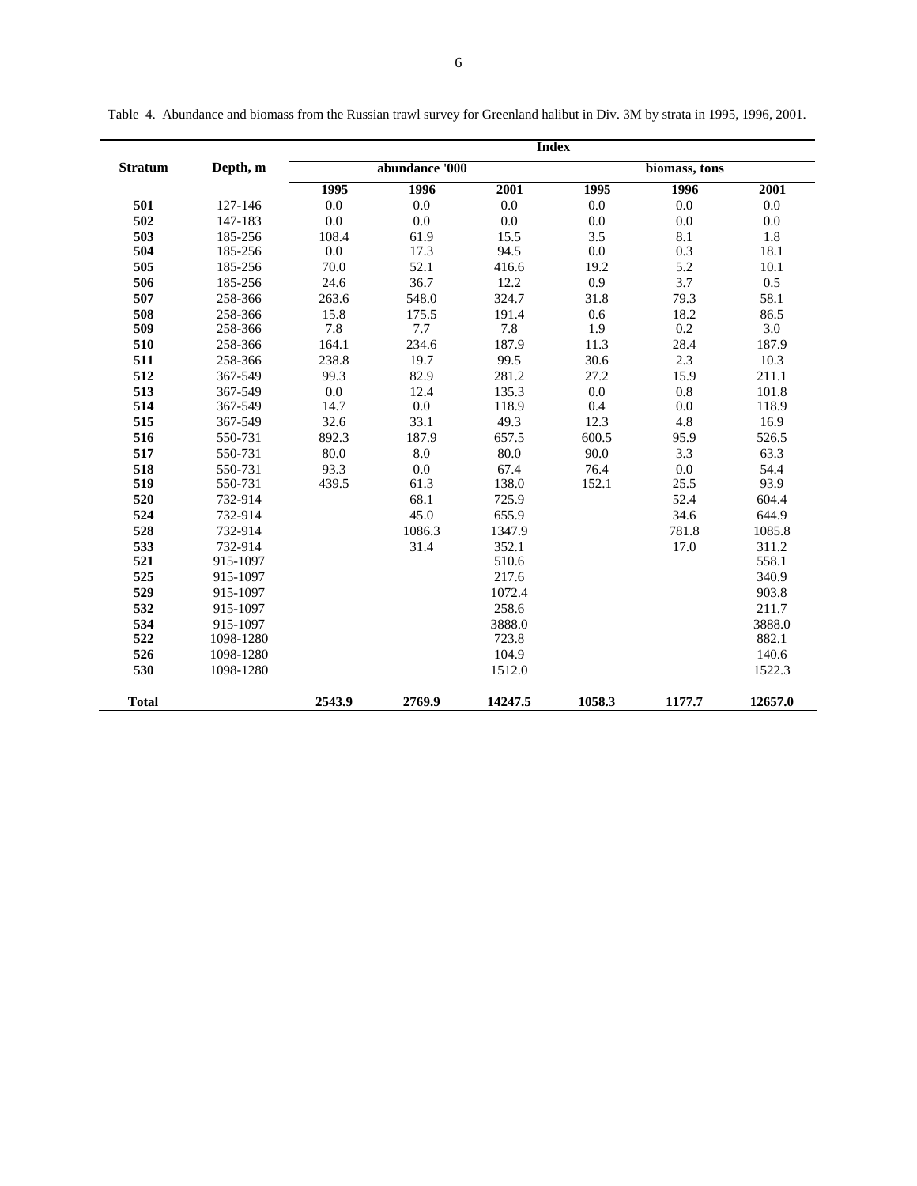Table 4. Abundance and biomass from the Russian trawl survey for Greenland halibut in Div. 3M by strata in 1995, 1996, 2001.

| Stratum | Depth, m | Index | | | | | |
|---|---|---|---|---|---|---|---|
| | | abundance '000 | | | biomass, tons | | |
| | | 1995 | 1996 | 2001 | 1995 | 1996 | 2001 |
| **501** | 127-146 | 0.0 | 0.0 | 0.0 | 0.0 | 0.0 | 0.0 |
| **502** | 147-183 | 0.0 | 0.0 | 0.0 | 0.0 | 0.0 | 0.0 |
| **503** | 185-256 | 108.4 | 61.9 | 15.5 | 3.5 | 8.1 | 1.8 |
| **504** | 185-256 | 0.0 | 17.3 | 94.5 | 0.0 | 0.3 | 18.1 |
| **505** | 185-256 | 70.0 | 52.1 | 416.6 | 19.2 | 5.2 | 10.1 |
| **506** | 185-256 | 24.6 | 36.7 | 12.2 | 0.9 | 3.7 | 0.5 |
| **507** | 258-366 | 263.6 | 548.0 | 324.7 | 31.8 | 79.3 | 58.1 |
| **508** | 258-366 | 15.8 | 175.5 | 191.4 | 0.6 | 18.2 | 86.5 |
| **509** | 258-366 | 7.8 | 7.7 | 7.8 | 1.9 | 0.2 | 3.0 |
| **510** | 258-366 | 164.1 | 234.6 | 187.9 | 11.3 | 28.4 | 187.9 |
| **511** | 258-366 | 238.8 | 19.7 | 99.5 | 30.6 | 2.3 | 10.3 |
| **512** | 367-549 | 99.3 | 82.9 | 281.2 | 27.2 | 15.9 | 211.1 |
| **513** | 367-549 | 0.0 | 12.4 | 135.3 | 0.0 | 0.8 | 101.8 |
| **514** | 367-549 | 14.7 | 0.0 | 118.9 | 0.4 | 0.0 | 118.9 |
| **515** | 367-549 | 32.6 | 33.1 | 49.3 | 12.3 | 4.8 | 16.9 |
| **516** | 550-731 | 892.3 | 187.9 | 657.5 | 600.5 | 95.9 | 526.5 |
| **517** | 550-731 | 80.0 | 8.0 | 80.0 | 90.0 | 3.3 | 63.3 |
| **518** | 550-731 | 93.3 | 0.0 | 67.4 | 76.4 | 0.0 | 54.4 |
| **519** | 550-731 | 439.5 | 61.3 | 138.0 | 152.1 | 25.5 | 93.9 |
| **520** | 732-914 | | 68.1 | 725.9 | | 52.4 | 604.4 |
| **524** | 732-914 | | 45.0 | 655.9 | | 34.6 | 644.9 |
| **528** | 732-914 | | 1086.3 | 1347.9 | | 781.8 | 1085.8 |
| **533** | 732-914 | | 31.4 | 352.1 | | 17.0 | 311.2 |
| **521** | 915-1097 | | | 510.6 | | | 558.1 |
| **525** | 915-1097 | | | 217.6 | | | 340.9 |
| **529** | 915-1097 | | | 1072.4 | | | 903.8 |
| **532** | 915-1097 | | | 258.6 | | | 211.7 |
| **534** | 915-1097 | | | 3888.0 | | | 3888.0 |
| **522** | 1098-1280 | | | 723.8 | | | 882.1 |
| **526** | 1098-1280 | | | 104.9 | | | 140.6 |
| **530** | 1098-1280 | | | 1512.0 | | | 1522.3 |
| **Total** | | **2543.9** | **2769.9** | **14247.5** | **1058.3** | **1177.7** | **12657.0** |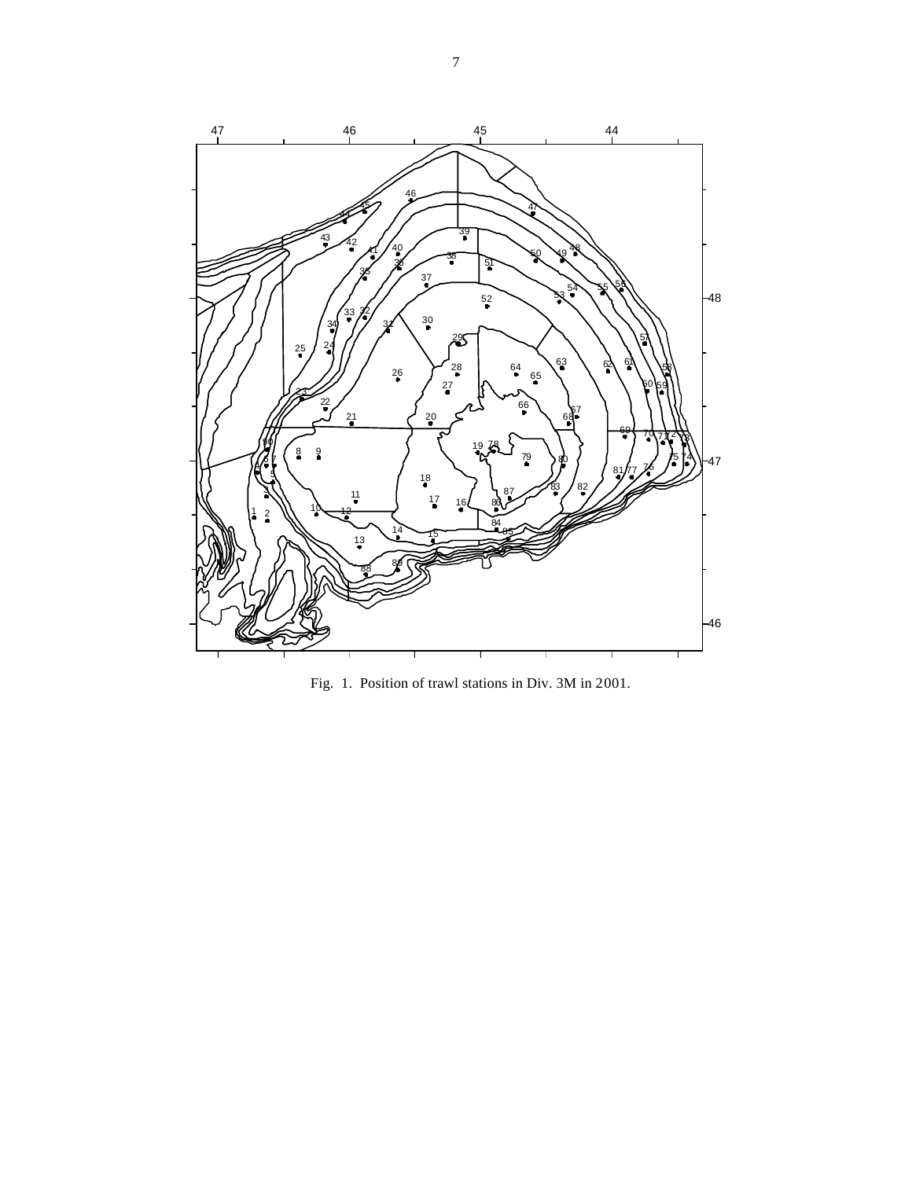Fig. 1. Position of trawl stations in Div. 3M in 2001.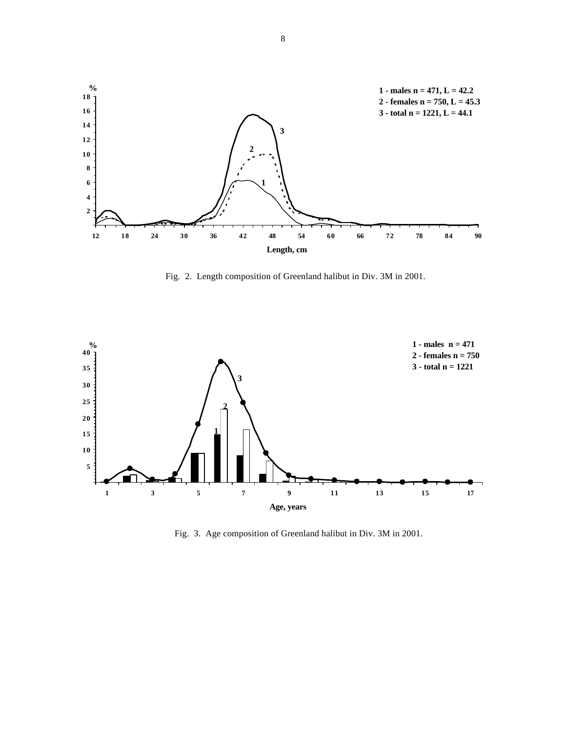Fig. 2. Length composition of Greenland halibut in Div. 3M in 2001.

Fig. 3. Age composition of Greenland halibut in Div. 3M in 2001.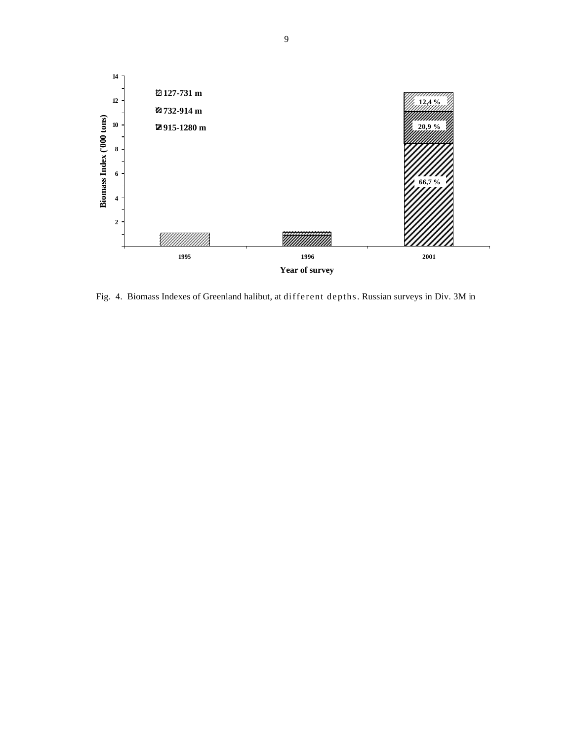14

12

10

8

6

4

2

Biomass Index ('000 tons)

127-731 m

732-914 m

915-1280 m

12,4 %

20,9 %

66,7 %

1995

1996

2001

Year of survey

Fig. 4. Biomass Indexes of Greenland halibut, at different depths. Russian surveys in Div. 3M in